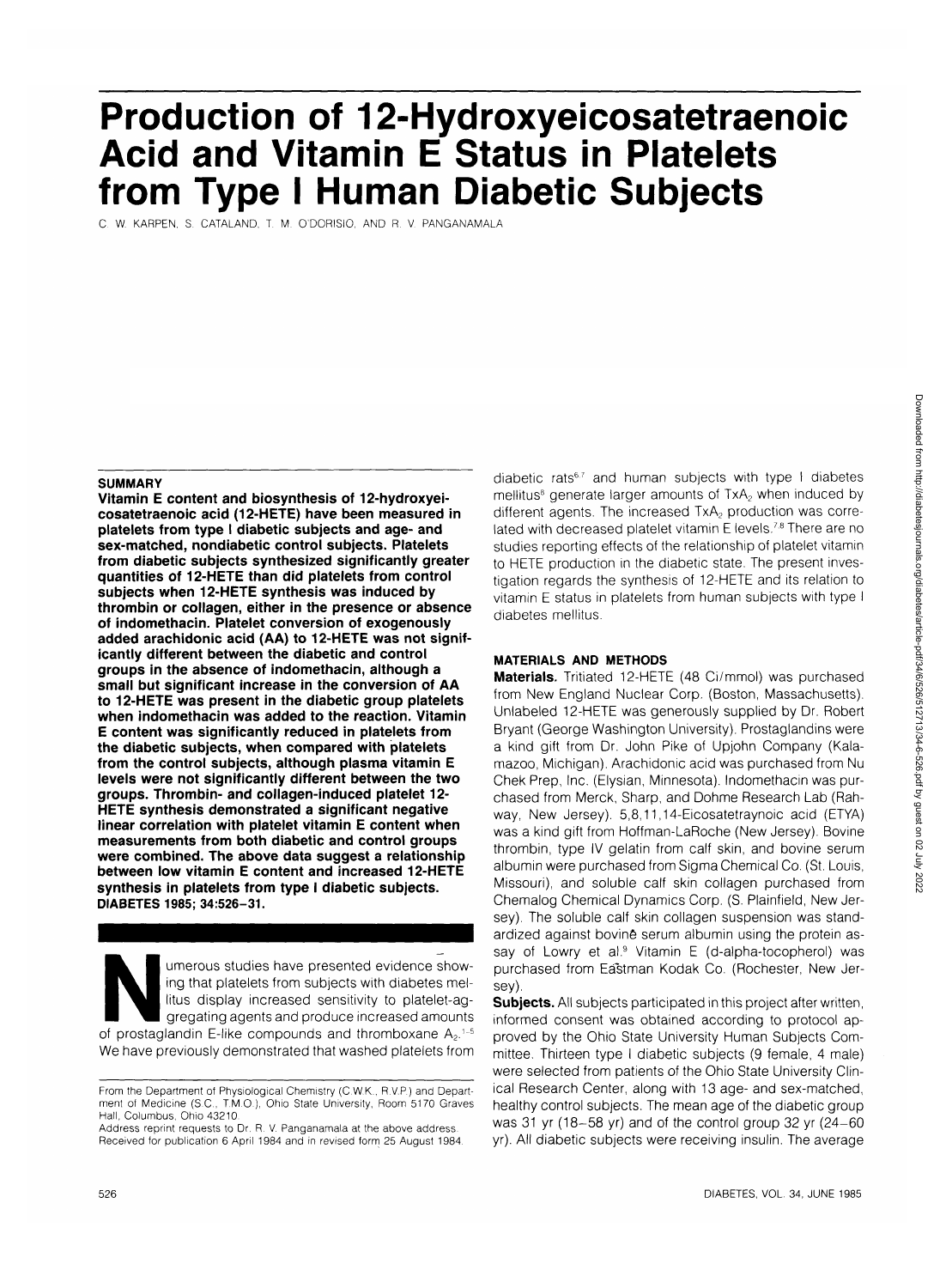# Production of 12-Hydroxyeicosatetraenoic Acid and Vitamin E Status in Platelets from Type I Human Diabetic Subjects

C. W. KARPEN, S. CATALAND, T. M. O'DORISIO, AND R. V. PANGANAMALA

### SUMMARY

**Vitamin E content and biosynthesis of 12-hydroxyeicosatetraenoic acid (12-HETE) have been measured in platelets from type I diabetic subjects and age- and sex-matched, nondiabetic control subjects. Platelets from diabetic subjects synthesized significantly greater quantities of 12-HETE than did platelets from control subjects when 12-HETE synthesis was induced by thrombin or collagen, either in the presence or absence of indomethacin. Platelet conversion of exogenously added arachidonic acid (AA) to 12-HETE was not significantly different between the diabetic and control groups in the absence of indomethacin, although a small but significant increase in the conversion of AA to 12-HETE was present in the diabetic group platelets when indomethacin was added to the reaction. Vitamin E content was significantly reduced in platelets from the diabetic subjects, when compared with platelets from the control subjects, although plasma vitamin E levels were not significantly different between the two groups. Thrombin- and collagen-induced platelet 12-HETE synthesis demonstrated a significant negative linear correlation with platelet vitamin E content when measurements from both diabetic and control groups were combined. The above data suggest a relationship between low vitamin E content and increased 12-HETE synthesis in platelets from type I diabetic subjects. DIABETES 1985; 34:526–31.**

Numerous studies have presented evidence showing that platelets from subjects with diabetes mellitus display increased sensitivity to platelet-aggregating agents and produce increased amounts of prostaglandin E-like compounds and thromboxane $A_2$.[1–5] We have previously demonstrated that washed platelets from diabetic rats[6,7] and human subjects with type I diabetes mellitus[8] generate larger amounts of $TxA_2$ when induced by different agents. The increased $TxA_2$ production was correlated with decreased platelet vitamin E levels.[7,8] There are no studies reporting effects of the relationship of platelet vitamin to HETE production in the diabetic state. The present investigation regards the synthesis of 12-HETE and its relation to vitamin E status in platelets from human subjects with type I diabetes mellitus.

From the Department of Physiological Chemistry (C.W.K., R.V.P.) and Department of Medicine (S.C., T.M.O.), Ohio State University, Room 5170 Graves Hall, Columbus, Ohio 43210.

Address reprint requests to Dr. R. V. Panganamala at the above address.

Received for publication 6 April 1984 and in revised form 25 August 1984.

## MATERIALS AND METHODS

**Materials.** Tritiated 12-HETE (48 Ci/mmol) was purchased from New England Nuclear Corp. (Boston, Massachusetts). Unlabeled 12-HETE was generously supplied by Dr. Robert Bryant (George Washington University). Prostaglandins were a kind gift from Dr. John Pike of Upjohn Company (Kalamazoo, Michigan). Arachidonic acid was purchased from Nu Chek Prep, Inc. (Elysian, Minnesota). Indomethacin was purchased from Merck, Sharp, and Dohme Research Lab (Rahway, New Jersey). 5,8,11,14-Eicosatetraynoic acid (ETYA) was a kind gift from Hoffman-LaRoche (New Jersey). Bovine thrombin, type IV gelatin from calf skin, and bovine serum albumin were purchased from Sigma Chemical Co. (St. Louis, Missouri), and soluble calf skin collagen purchased from Chemalog Chemical Dynamics Corp. (S. Plainfield, New Jersey). The soluble calf skin collagen suspension was standardized against bovine serum albumin using the protein assay of Lowry et al.[9] Vitamin E (d-alpha-tocopherol) was purchased from Eastman Kodak Co. (Rochester, New Jersey).

**Subjects.** All subjects participated in this project after written, informed consent was obtained according to protocol approved by the Ohio State University Human Subjects Committee. Thirteen type I diabetic subjects (9 female, 4 male) were selected from patients of the Ohio State University Clinical Research Center, along with 13 age- and sex-matched, healthy control subjects. The mean age of the diabetic group was 31 yr (18–58 yr) and of the control group 32 yr (24–60 yr). All diabetic subjects were receiving insulin. The average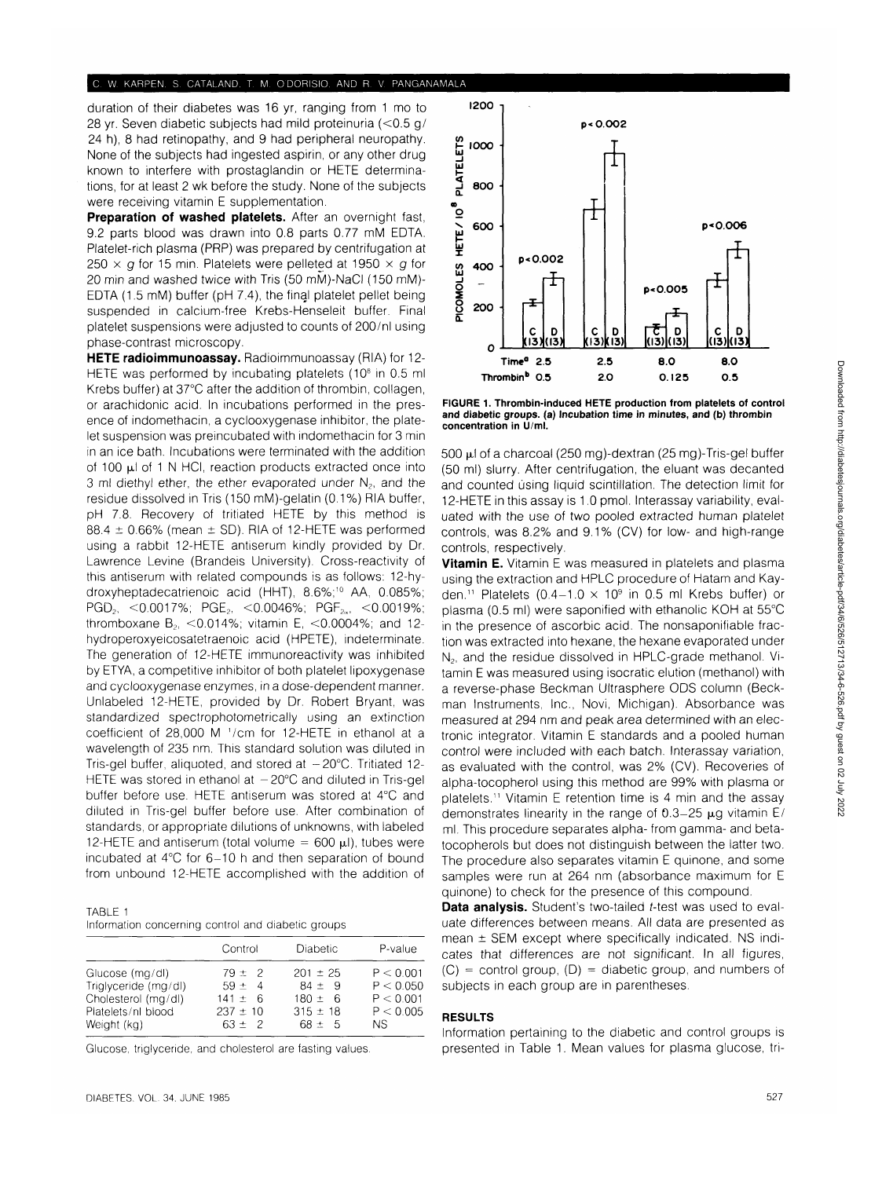duration of their diabetes was 16 yr, ranging from 1 mo to 28 yr. Seven diabetic subjects had mild proteinuria (<0.5 g/24 h), 8 had retinopathy, and 9 had peripheral neuropathy. None of the subjects had ingested aspirin, or any other drug known to interfere with prostaglandin or HETE determinations, for at least 2 wk before the study. None of the subjects were receiving vitamin E supplementation.

**Preparation of washed platelets.** After an overnight fast, 9.2 parts blood was drawn into 0.8 parts 0.77 mM EDTA. Platelet-rich plasma (PRP) was prepared by centrifugation at $250 \times g$ for 15 min. Platelets were pelleted at $1950 \times g$ for 20 min and washed twice with Tris (50 mM)-NaCl (150 mM)-EDTA (1.5 mM) buffer (pH 7.4), the final platelet pellet being suspended in calcium-free Krebs-Henseleit buffer. Final platelet suspensions were adjusted to counts of 200/nl using phase-contrast microscopy.

**HETE radioimmunoassay.** Radioimmunoassay (RIA) for 12-HETE was performed by incubating platelets ($10^8$ in 0.5 ml Krebs buffer) at 37°C after the addition of thrombin, collagen, or arachidonic acid. In incubations performed in the presence of indomethacin, a cyclooxygenase inhibitor, the platelet suspension was preincubated with indomethacin for 3 min in an ice bath. Incubations were terminated with the addition of 100 μl of 1 N HCl, reaction products extracted once into 3 ml diethyl ether, the ether evaporated under $N_2$, and the residue dissolved in Tris (150 mM)-gelatin (0.1%) RIA buffer, pH 7.8. Recovery of tritiated HETE by this method is 88.4 ± 0.66% (mean ± SD). RIA of 12-HETE was performed using a rabbit 12-HETE antiserum kindly provided by Dr. Lawrence Levine (Brandeis University). Cross-reactivity of this antiserum with related compounds is as follows: 12-hydroxyheptadecatrienoic acid (HHT), 8.6%;[10] AA, 0.085%; $PGD_2$, <0.0017%; $PGE_2$, <0.0046%; $PGF_{2\alpha}$, <0.0019%; thromboxane $B_2$, <0.014%; vitamin E, <0.0004%; and 12-hydroperoxyeicosatetraenoic acid (HPETE), indeterminate. The generation of 12-HETE immunoreactivity was inhibited by ETYA, a competitive inhibitor of both platelet lipoxygenase and cyclooxygenase enzymes, in a dose-dependent manner. Unlabeled 12-HETE, provided by Dr. Robert Bryant, was standardized spectrophotometrically using an extinction coefficient of 28,000 $M^{-1}$/cm for 12-HETE in ethanol at a wavelength of 235 nm. This standard solution was diluted in Tris-gel buffer, aliquoted, and stored at −20°C. Tritiated 12-HETE was stored in ethanol at −20°C and diluted in Tris-gel buffer before use. HETE antiserum was stored at 4°C and diluted in Tris-gel buffer before use. After combination of standards, or appropriate dilutions of unknowns, with labeled 12-HETE and antiserum (total volume = 600 μl), tubes were incubated at 4°C for 6–10 h and then separation of bound from unbound 12-HETE accomplished with the addition of 500 μl of a charcoal (250 mg)-dextran (25 mg)-Tris-gel buffer (50 ml) slurry. After centrifugation, the eluant was decanted and counted using liquid scintillation. The detection limit for 12-HETE in this assay is 1.0 pmol. Interassay variability, evaluated with the use of two pooled extracted human platelet controls, was 8.2% and 9.1% (CV) for low- and high-range controls, respectively.

TABLE 1
Information concerning control and diabetic groups

| | Control | Diabetic | P-value |
|---|---|---|---|
| Glucose (mg/dl) | 79 ± 2 | 201 ± 25 | P < 0.001 |
| Triglyceride (mg/dl) | 59 ± 4 | 84 ± 9 | P < 0.050 |
| Cholesterol (mg/dl) | 141 ± 6 | 180 ± 6 | P < 0.001 |
| Platelets/nl blood | 237 ± 10 | 315 ± 18 | P < 0.005 |
| Weight (kg) | 63 ± 2 | 68 ± 5 | NS |

Glucose, triglyceride, and cholesterol are fasting values.

**FIGURE 1. Thrombin-induced HETE production from platelets of control and diabetic groups. (a) Incubation time in minutes, and (b) thrombin concentration in U/ml.**

**Vitamin E.** Vitamin E was measured in platelets and plasma using the extraction and HPLC procedure of Hatam and Kayden.[11] Platelets ($0.4–1.0 \times 10^9$ in 0.5 ml Krebs buffer) or plasma (0.5 ml) were saponified with ethanolic KOH at 55°C in the presence of ascorbic acid. The nonsaponifiable fraction was extracted into hexane, the hexane evaporated under $N_2$, and the residue dissolved in HPLC-grade methanol. Vitamin E was measured using isocratic elution (methanol) with a reverse-phase Beckman Ultrasphere ODS column (Beckman Instruments, Inc., Novi, Michigan). Absorbance was measured at 294 nm and peak area determined with an electronic integrator. Vitamin E standards and a pooled human control were included with each batch. Interassay variation, as evaluated with the control, was 2% (CV). Recoveries of alpha-tocopherol using this method are 99% with plasma or platelets.[11] Vitamin E retention time is 4 min and the assay demonstrates linearity in the range of 0.3–25 μg vitamin E/ml. This procedure separates alpha- from gamma- and beta-tocopherols but does not distinguish between the latter two. The procedure also separates vitamin E quinone, and some samples were run at 264 nm (absorbance maximum for E quinone) to check for the presence of this compound.

**Data analysis.** Student's two-tailed *t*-test was used to evaluate differences between means. All data are presented as mean ± SEM except where specifically indicated. NS indicates that differences are not significant. In all figures, (C) = control group, (D) = diabetic group, and numbers of subjects in each group are in parentheses.

## RESULTS

Information pertaining to the diabetic and control groups is presented in Table 1. Mean values for plasma glucose, tri-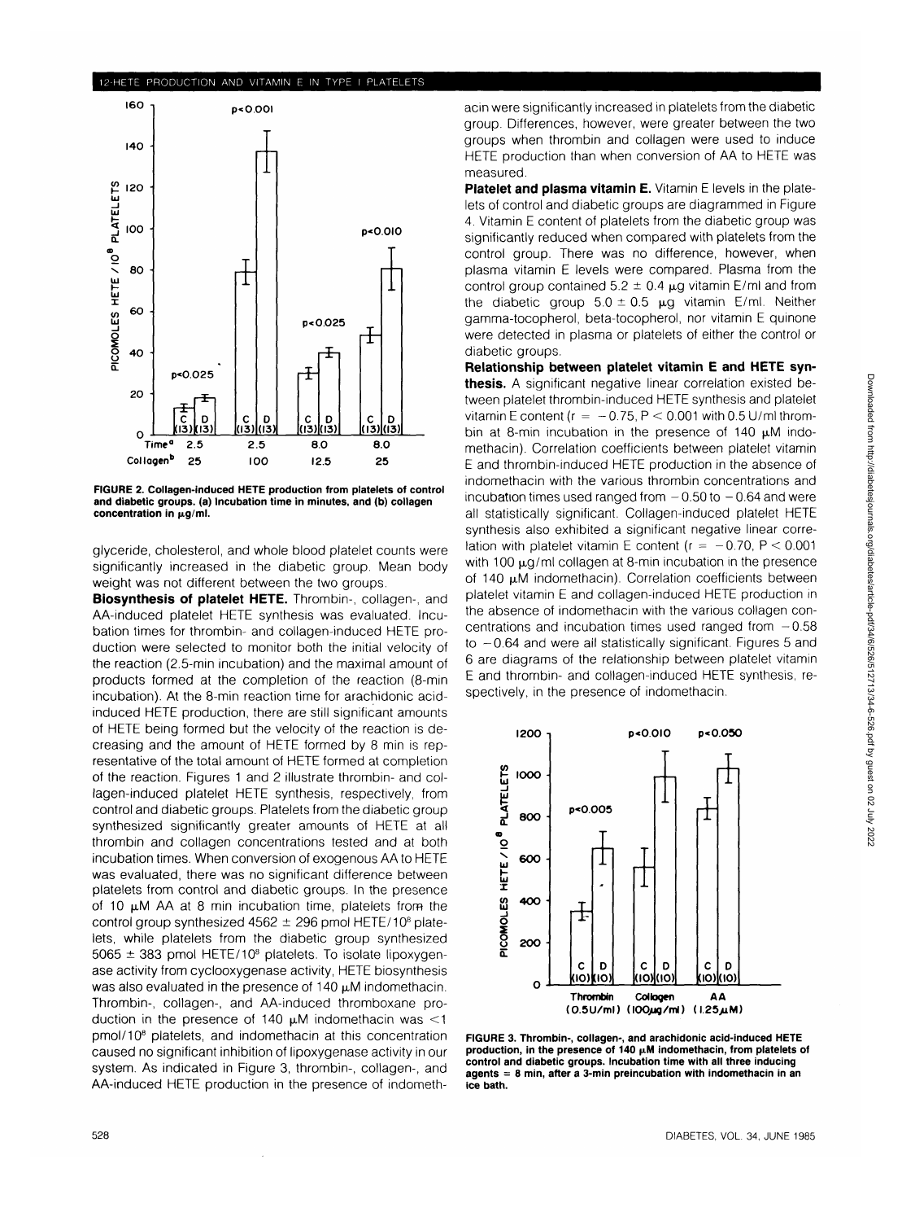FIGURE 2. Collagen-induced HETE production from platelets of control and diabetic groups. (a) Incubation time in minutes, and (b) collagen concentration in μg/ml.

glyceride, cholesterol, and whole blood platelet counts were significantly increased in the diabetic group. Mean body weight was not different between the two groups.

**Biosynthesis of platelet HETE.** Thrombin-, collagen-, and AA-induced platelet HETE synthesis was evaluated. Incubation times for thrombin- and collagen-induced HETE production were selected to monitor both the initial velocity of the reaction (2.5-min incubation) and the maximal amount of products formed at the completion of the reaction (8-min incubation). At the 8-min reaction time for arachidonic acid-induced HETE production, there are still significant amounts of HETE being formed but the velocity of the reaction is decreasing and the amount of HETE formed by 8 min is representative of the total amount of HETE formed at completion of the reaction. Figures 1 and 2 illustrate thrombin- and collagen-induced platelet HETE synthesis, respectively, from control and diabetic groups. Platelets from the diabetic group synthesized significantly greater amounts of HETE at all thrombin and collagen concentrations tested and at both incubation times. When conversion of exogenous AA to HETE was evaluated, there was no significant difference between platelets from control and diabetic groups. In the presence of 10 μM AA at 8 min incubation time, platelets from the control group synthesized 4562 ± 296 pmol HETE/$10^8$ platelets, while platelets from the diabetic group synthesized 5065 ± 383 pmol HETE/$10^8$ platelets. To isolate lipoxygenase activity from cyclooxygenase activity, HETE biosynthesis was also evaluated in the presence of 140 μM indomethacin. Thrombin-, collagen-, and AA-induced thromboxane production in the presence of 140 μM indomethacin was <1 pmol/$10^8$ platelets, and indomethacin at this concentration caused no significant inhibition of lipoxygenase activity in our system. As indicated in Figure 3, thrombin-, collagen-, and AA-induced HETE production in the presence of indomethacin were significantly increased in platelets from the diabetic group. Differences, however, were greater between the two groups when thrombin and collagen were used to induce HETE production than when conversion of AA to HETE was measured.

**Platelet and plasma vitamin E.** Vitamin E levels in the platelets of control and diabetic groups are diagrammed in Figure 4. Vitamin E content of platelets from the diabetic group was significantly reduced when compared with platelets from the control group. There was no difference, however, when plasma vitamin E levels were compared. Plasma from the control group contained 5.2 ± 0.4 μg vitamin E/ml and from the diabetic group 5.0 ± 0.5 μg vitamin E/ml. Neither gamma-tocopherol, beta-tocopherol, nor vitamin E quinone were detected in plasma or platelets of either the control or diabetic groups.

**Relationship between platelet vitamin E and HETE synthesis.** A significant negative linear correlation existed between platelet thrombin-induced HETE synthesis and platelet vitamin E content ($r = -0.75$, $P < 0.001$ with 0.5 U/ml thrombin at 8-min incubation in the presence of 140 μM indomethacin). Correlation coefficients between platelet vitamin E and thrombin-induced HETE production in the absence of indomethacin with the various thrombin concentrations and incubation times used ranged from −0.50 to −0.64 and were all statistically significant. Collagen-induced platelet HETE synthesis also exhibited a significant negative linear correlation with platelet vitamin E content ($r = -0.70$, $P < 0.001$ with 100 μg/ml collagen at 8-min incubation in the presence of 140 μM indomethacin). Correlation coefficients between platelet vitamin E and collagen-induced HETE production in the absence of indomethacin with the various collagen concentrations and incubation times used ranged from −0.58 to −0.64 and were all statistically significant. Figures 5 and 6 are diagrams of the relationship between platelet vitamin E and thrombin- and collagen-induced HETE synthesis, respectively, in the presence of indomethacin.

FIGURE 3. Thrombin-, collagen-, and arachidonic acid-induced HETE production, in the presence of 140 μM indomethacin, from platelets of control and diabetic groups. Incubation time with all three inducing agents = 8 min, after a 3-min preincubation with indomethacin in an ice bath.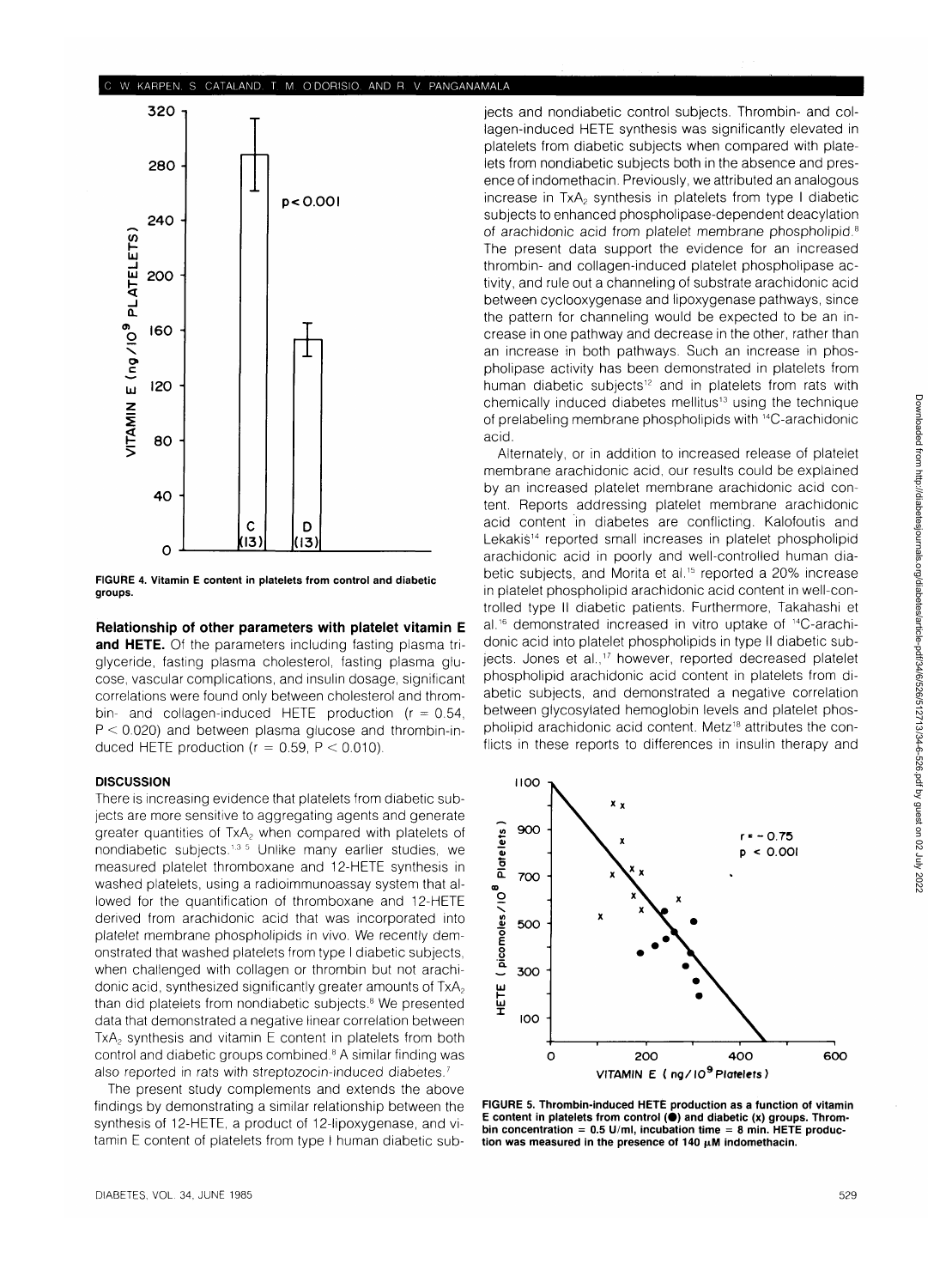FIGURE 4. Vitamin E content in platelets from control and diabetic groups.

**Relationship of other parameters with platelet vitamin E and HETE.** Of the parameters including fasting plasma triglyceride, fasting plasma cholesterol, fasting plasma glucose, vascular complications, and insulin dosage, significant correlations were found only between cholesterol and thrombin- and collagen-induced HETE production ($r = 0.54$, $P < 0.020$) and between plasma glucose and thrombin-induced HETE production ($r = 0.59$, $P < 0.010$).

## DISCUSSION

There is increasing evidence that platelets from diabetic subjects are more sensitive to aggregating agents and generate greater quantities of $TxA_2$ when compared with platelets of nondiabetic subjects.[1,3-5] Unlike many earlier studies, we measured platelet thromboxane and 12-HETE synthesis in washed platelets, using a radioimmunoassay system that allowed for the quantification of thromboxane and 12-HETE derived from arachidonic acid that was incorporated into platelet membrane phospholipids in vivo. We recently demonstrated that washed platelets from type I diabetic subjects, when challenged with collagen or thrombin but not arachidonic acid, synthesized significantly greater amounts of $TxA_2$ than did platelets from nondiabetic subjects.[8] We presented data that demonstrated a negative linear correlation between $TxA_2$ synthesis and vitamin E content in platelets from both control and diabetic groups combined.[8] A similar finding was also reported in rats with streptozocin-induced diabetes.[7]

The present study complements and extends the above findings by demonstrating a similar relationship between the synthesis of 12-HETE, a product of 12-lipoxygenase, and vitamin E content of platelets from type I human diabetic subjects and nondiabetic control subjects. Thrombin- and collagen-induced HETE synthesis was significantly elevated in platelets from diabetic subjects when compared with platelets from nondiabetic subjects both in the absence and presence of indomethacin. Previously, we attributed an analogous increase in $TxA_2$ synthesis in platelets from type I diabetic subjects to enhanced phospholipase-dependent deacylation of arachidonic acid from platelet membrane phospholipid.[8] The present data support the evidence for an increased thrombin- and collagen-induced platelet phospholipase activity, and rule out a channeling of substrate arachidonic acid between cyclooxygenase and lipoxygenase pathways, since the pattern for channeling would be expected to be an increase in one pathway and decrease in the other, rather than an increase in both pathways. Such an increase in phospholipase activity has been demonstrated in platelets from human diabetic subjects[12] and in platelets from rats with chemically induced diabetes mellitus[13] using the technique of prelabeling membrane phospholipids with $^{14}C$-arachidonic acid.

Alternately, or in addition to increased release of platelet membrane arachidonic acid, our results could be explained by an increased platelet membrane arachidonic acid content. Reports addressing platelet membrane arachidonic acid content in diabetes are conflicting. Kalofoutis and Lekakis[14] reported small increases in platelet phospholipid arachidonic acid in poorly and well-controlled human diabetic subjects, and Morita et al.[15] reported a 20% increase in platelet phospholipid arachidonic acid content in well-controlled type II diabetic patients. Furthermore, Takahashi et al.[16] demonstrated increased in vitro uptake of $^{14}C$-arachidonic acid into platelet phospholipids in type II diabetic subjects. Jones et al.,[17] however, reported decreased platelet phospholipid arachidonic acid content in platelets from diabetic subjects, and demonstrated a negative correlation between glycosylated hemoglobin levels and platelet phospholipid arachidonic acid content. Metz[18] attributes the conflicts in these reports to differences in insulin therapy and

FIGURE 5. Thrombin-induced HETE production as a function of vitamin E content in platelets from control (●) and diabetic (x) groups. Thrombin concentration = 0.5 U/ml, incubation time = 8 min. HETE production was measured in the presence of 140 μM indomethacin.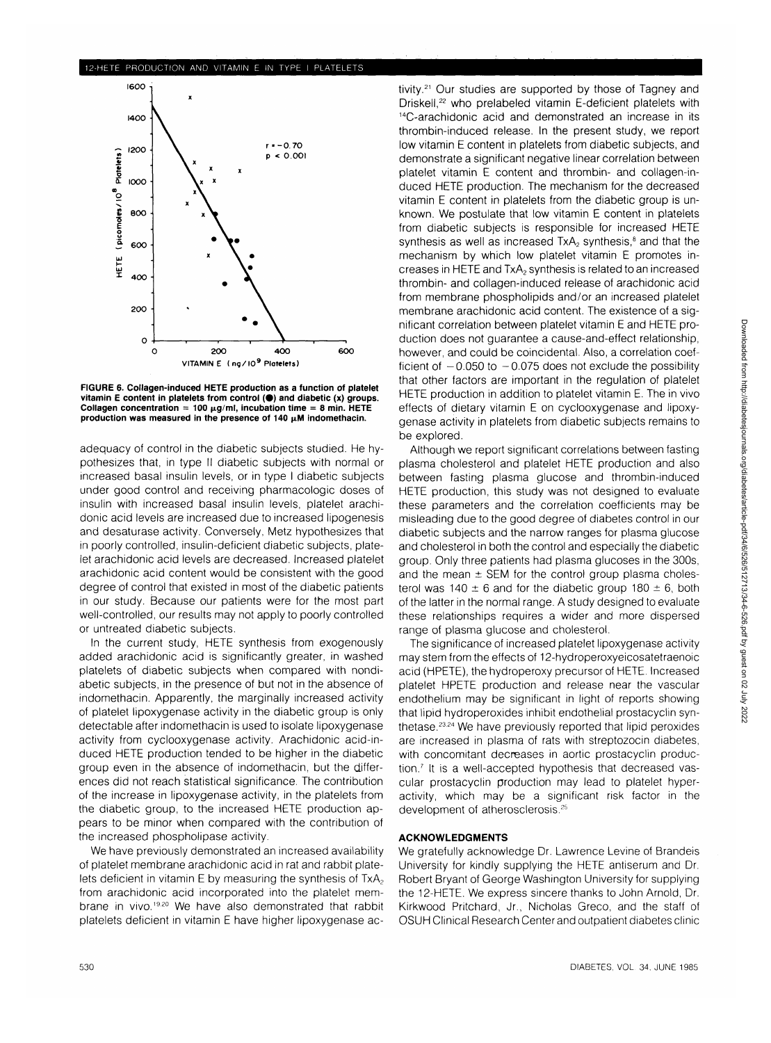FIGURE 6. Collagen-induced HETE production as a function of platelet vitamin E content in platelets from control (●) and diabetic (x) groups. Collagen concentration = 100 μg/ml, incubation time = 8 min. HETE production was measured in the presence of 140 μM indomethacin.

adequacy of control in the diabetic subjects studied. He hypothesizes that, in type II diabetic subjects with normal or increased basal insulin levels, or in type I diabetic subjects under good control and receiving pharmacologic doses of insulin with increased basal insulin levels, platelet arachidonic acid levels are increased due to increased lipogenesis and desaturase activity. Conversely, Metz hypothesizes that in poorly controlled, insulin-deficient diabetic subjects, platelet arachidonic acid levels are decreased. Increased platelet arachidonic acid content would be consistent with the good degree of control that existed in most of the diabetic patients in our study. Because our patients were for the most part well-controlled, our results may not apply to poorly controlled or untreated diabetic subjects.

In the current study, HETE synthesis from exogenously added arachidonic acid is significantly greater, in washed platelets of diabetic subjects when compared with nondiabetic subjects, in the presence of but not in the absence of indomethacin. Apparently, the marginally increased activity of platelet lipoxygenase activity in the diabetic group is only detectable after indomethacin is used to isolate lipoxygenase activity from cyclooxygenase activity. Arachidonic acid-induced HETE production tended to be higher in the diabetic group even in the absence of indomethacin, but the differences did not reach statistical significance. The contribution of the increase in lipoxygenase activity, in the platelets from the diabetic group, to the increased HETE production appears to be minor when compared with the contribution of the increased phospholipase activity.

We have previously demonstrated an increased availability of platelet membrane arachidonic acid in rat and rabbit platelets deficient in vitamin E by measuring the synthesis of $TxA_2$ from arachidonic acid incorporated into the platelet membrane in vivo.[19,20] We have also demonstrated that rabbit platelets deficient in vitamin E have higher lipoxygenase activity.[21] Our studies are supported by those of Tagney and Driskell,[22] who prelabeled vitamin E-deficient platelets with $^{14}$C-arachidonic acid and demonstrated an increase in its thrombin-induced release. In the present study, we report low vitamin E content in platelets from diabetic subjects, and demonstrate a significant negative linear correlation between platelet vitamin E content and thrombin- and collagen-induced HETE production. The mechanism for the decreased vitamin E content in platelets from the diabetic group is unknown. We postulate that low vitamin E content in platelets from diabetic subjects is responsible for increased HETE synthesis as well as increased $TxA_2$ synthesis,[8] and that the mechanism by which low platelet vitamin E promotes increases in HETE and $TxA_2$ synthesis is related to an increased thrombin- and collagen-induced release of arachidonic acid from membrane phospholipids and/or an increased platelet membrane arachidonic acid content. The existence of a significant correlation between platelet vitamin E and HETE production does not guarantee a cause-and-effect relationship, however, and could be coincidental. Also, a correlation coefficient of $-0.050$ to $-0.075$ does not exclude the possibility that other factors are important in the regulation of platelet HETE production in addition to platelet vitamin E. The in vivo effects of dietary vitamin E on cyclooxygenase and lipoxygenase activity in platelets from diabetic subjects remains to be explored.

Although we report significant correlations between fasting plasma cholesterol and platelet HETE production and also between fasting plasma glucose and thrombin-induced HETE production, this study was not designed to evaluate these parameters and the correlation coefficients may be misleading due to the good degree of diabetes control in our diabetic subjects and the narrow ranges for plasma glucose and cholesterol in both the control and especially the diabetic group. Only three patients had plasma glucoses in the 300s, and the mean ± SEM for the control group plasma cholesterol was 140 ± 6 and for the diabetic group 180 ± 6, both of the latter in the normal range. A study designed to evaluate these relationships requires a wider and more dispersed range of plasma glucose and cholesterol.

The significance of increased platelet lipoxygenase activity may stem from the effects of 12-hydroperoxyeicosatetraenoic acid (HPETE), the hydroperoxy precursor of HETE. Increased platelet HPETE production and release near the vascular endothelium may be significant in light of reports showing that lipid hydroperoxides inhibit endothelial prostacyclin synthetase.[23,24] We have previously reported that lipid peroxides are increased in plasma of rats with streptozocin diabetes, with concomitant decreases in aortic prostacyclin production.[7] It is a well-accepted hypothesis that decreased vascular prostacyclin production may lead to platelet hyperactivity, which may be a significant risk factor in the development of atherosclerosis.[25]

## ACKNOWLEDGMENTS

We gratefully acknowledge Dr. Lawrence Levine of Brandeis University for kindly supplying the HETE antiserum and Dr. Robert Bryant of George Washington University for supplying the 12-HETE. We express sincere thanks to John Arnold, Dr. Kirkwood Pritchard, Jr., Nicholas Greco, and the staff of OSUH Clinical Research Center and outpatient diabetes clinic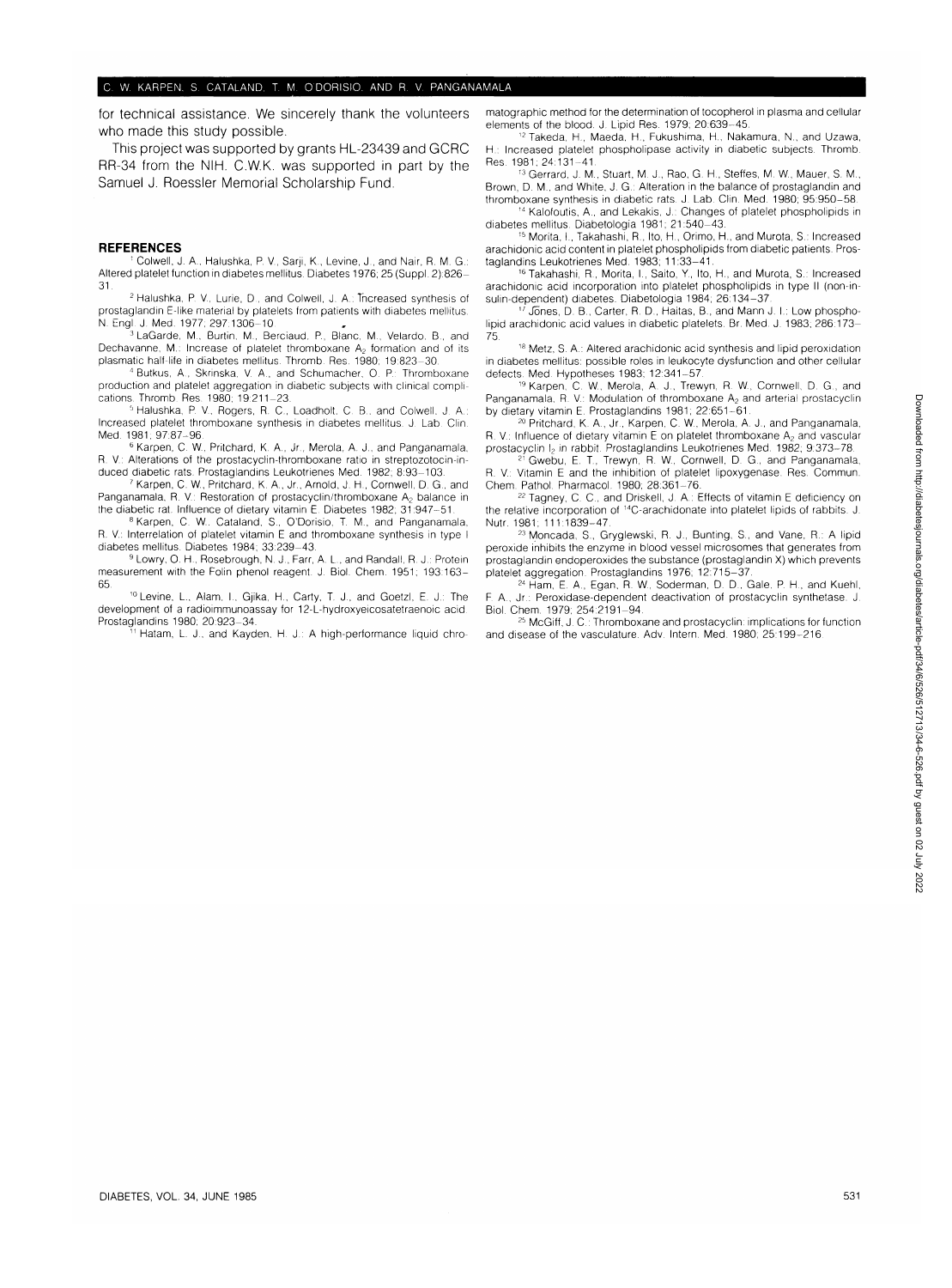for technical assistance. We sincerely thank the volunteers who made this study possible.

This project was supported by grants HL-23439 and GCRC RR-34 from the NIH. C.W.K. was supported in part by the Samuel J. Roessler Memorial Scholarship Fund.

## REFERENCES

[1] Colwell, J. A., Halushka, P. V., Sarji, K., Levine, J., and Nair, R. M. G.: Altered platelet function in diabetes mellitus. Diabetes 1976; 25 (Suppl. 2):826–31.

[2] Halushka, P. V., Lurie, D., and Colwell, J. A.: Increased synthesis of prostaglandin E-like material by platelets from patients with diabetes mellitus. N. Engl. J. Med. 1977; 297:1306–10.

[3] LaGarde, M., Burtin, M., Berciaud, P., Blanc, M., Velardo, B., and Dechavanne, M.: Increase of platelet thromboxane $A_2$ formation and of its plasmatic half-life in diabetes mellitus. Thromb. Res. 1980; 19:823–30.

[4] Butkus, A., Skrinska, V. A., and Schumacher, O. P.: Thromboxane production and platelet aggregation in diabetic subjects with clinical complications. Thromb. Res. 1980; 19:211–23.

[5] Halushka, P. V., Rogers, R. C., Loadholt, C. B., and Colwell, J. A.: Increased platelet thromboxane synthesis in diabetes mellitus. J. Lab. Clin. Med. 1981; 97:87–96.

[6] Karpen, C. W., Pritchard, K. A., Jr., Merola, A. J., and Panganamala, R. V.: Alterations of the prostacyclin-thromboxane ratio in streptozotocin-induced diabetic rats. Prostaglandins Leukotrienes Med. 1982; 8:93–103.

[7] Karpen, C. W., Pritchard, K. A., Jr., Arnold, J. H., Cornwell, D. G., and Panganamala, R. V.: Restoration of prostacyclin/thromboxane $A_2$ balance in the diabetic rat. Influence of dietary vitamin E. Diabetes 1982; 31:947–51.

[8] Karpen, C. W., Cataland, S., O'Dorisio, T. M., and Panganamala, R. V.: Interrelation of platelet vitamin E and thromboxane synthesis in type I diabetes mellitus. Diabetes 1984; 33:239–43.

[9] Lowry, O. H., Rosebrough, N. J., Farr, A. L., and Randall, R. J.: Protein measurement with the Folin phenol reagent. J. Biol. Chem. 1951; 193:163–65.

[10] Levine, L., Alam, I., Gjika, H., Carty, T. J., and Goetzl, E. J.: The development of a radioimmunoassay for 12-L-hydroxyeicosatetraenoic acid. Prostaglandins 1980; 20:923–34.

[11] Hatam, L. J., and Kayden, H. J.: A high-performance liquid chromatographic method for the determination of tocopherol in plasma and cellular elements of the blood. J. Lipid Res. 1979; 20:639–45.

[12] Takeda, H., Maeda, H., Fukushima, H., Nakamura, N., and Uzawa, H.: Increased platelet phospholipase activity in diabetic subjects. Thromb. Res. 1981; 24:131–41.

[13] Gerrard, J. M., Stuart, M. J., Rao, G. H., Steffes, M. W., Mauer, S. M., Brown, D. M., and White, J. G.: Alteration in the balance of prostaglandin and thromboxane synthesis in diabetic rats. J. Lab. Clin. Med. 1980; 95:950–58.

[14] Kalofoutis, A., and Lekakis, J.: Changes of platelet phospholipids in diabetes mellitus. Diabetologia 1981; 21:540–43.

[15] Morita, I., Takahashi, R., Ito, H., Orimo, H., and Murota, S.: Increased arachidonic acid content in platelet phospholipids from diabetic patients. Prostaglandins Leukotrienes Med. 1983; 11:33–41.

[16] Takahashi, R., Morita, I., Saito, Y., Ito, H., and Murota, S.: Increased arachidonic acid incorporation into platelet phospholipids in type II (non-insulin-dependent) diabetes. Diabetologia 1984; 26:134–37.

[17] Jones, D. B., Carter, R. D., Haitas, B., and Mann J. I.: Low phospholipid arachidonic acid values in diabetic platelets. Br. Med. J. 1983; 286:173–75.

[18] Metz, S. A.: Altered arachidonic acid synthesis and lipid peroxidation in diabetes mellitus: possible roles in leukocyte dysfunction and other cellular defects. Med. Hypotheses 1983; 12:341–57.

[19] Karpen, C. W., Merola, A. J., Trewyn, R. W., Cornwell, D. G., and Panganamala, R. V.: Modulation of thromboxane $A_2$ and arterial prostacyclin by dietary vitamin E. Prostaglandins 1981; 22:651–61.

[20] Pritchard, K. A., Jr., Karpen, C. W., Merola, A. J., and Panganamala, R. V.: Influence of dietary vitamin E on platelet thromboxane $A_2$ and vascular prostacyclin $I_2$ in rabbit. Prostaglandins Leukotrienes Med. 1982; 9:373–78.

[21] Gwebu, E. T., Trewyn, R. W., Cornwell, D. G., and Panganamala, R. V.: Vitamin E and the inhibition of platelet lipoxygenase. Res. Commun. Chem. Pathol. Pharmacol. 1980; 28:361–76.

[22] Tagney, C. C., and Driskell, J. A.: Effects of vitamin E deficiency on the relative incorporation of $^{14}$C-arachidonate into platelet lipids of rabbits. J. Nutr. 1981; 111:1839–47.

[23] Moncada, S., Gryglewski, R. J., Bunting, S., and Vane, R.: A lipid peroxide inhibits the enzyme in blood vessel microsomes that generates from prostaglandin endoperoxides the substance (prostaglandin X) which prevents platelet aggregation. Prostaglandins 1976; 12:715–37.

[24] Ham, E. A., Egan, R. W., Soderman, D. D., Gale, P. H., and Kuehl, F. A., Jr.: Peroxidase-dependent deactivation of prostacyclin synthetase. J. Biol. Chem. 1979; 254:2191–94.

[25] McGiff, J. C.: Thromboxane and prostacyclin: implications for function and disease of the vasculature. Adv. Intern. Med. 1980; 25:199–216.